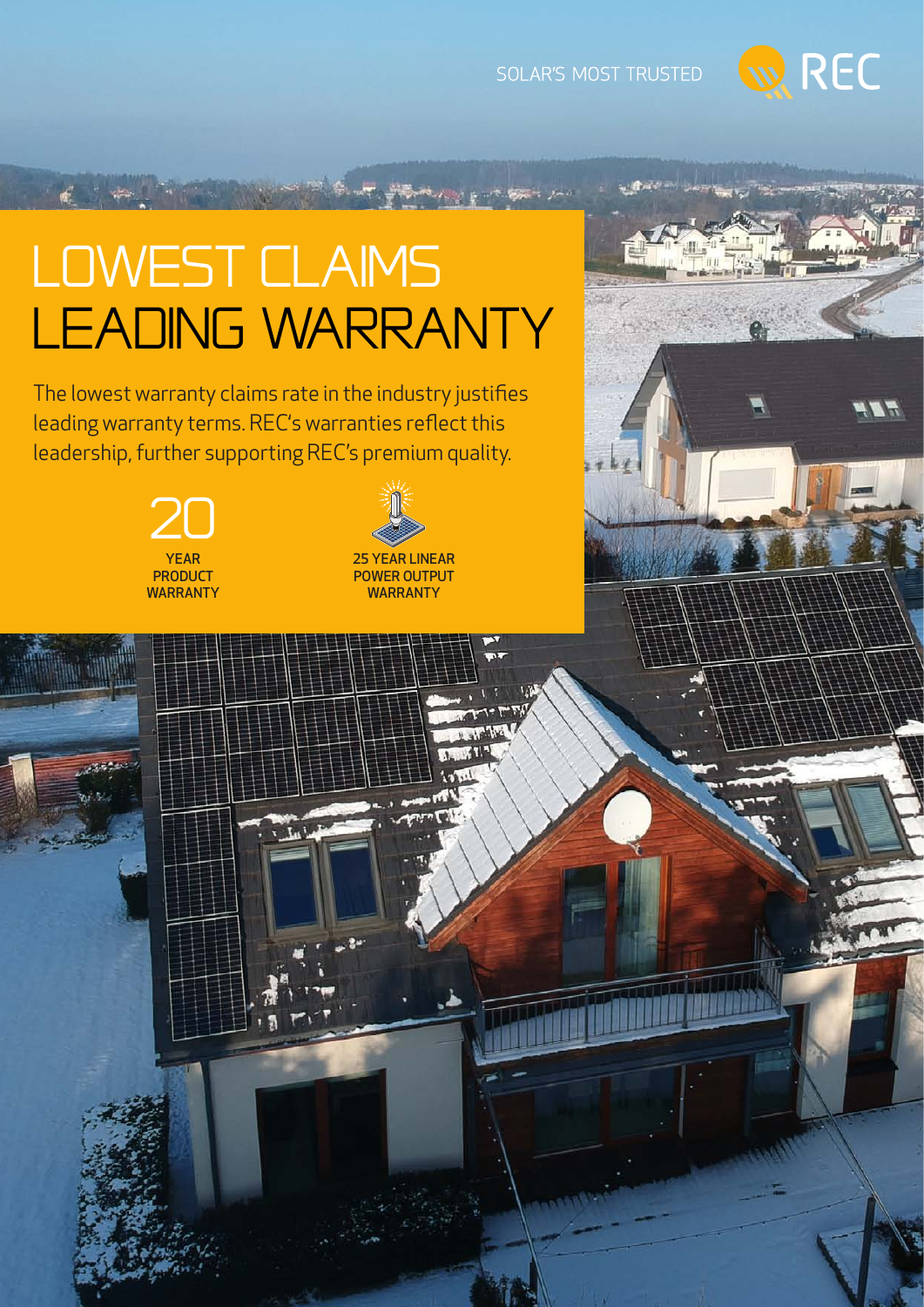SOLAR'S MOST TRUSTED

REC

# LOWEST CLAIMS LEADING WARRANTY

The lowest warranty claims rate in the industry justifies leading warranty terms. REC's warranties reflect this leadership, further supporting REC's premium quality.

20 YEAR PRODUCT WARRANTY

25 YEAR LINEAR POWER OUTPUT WARRANTY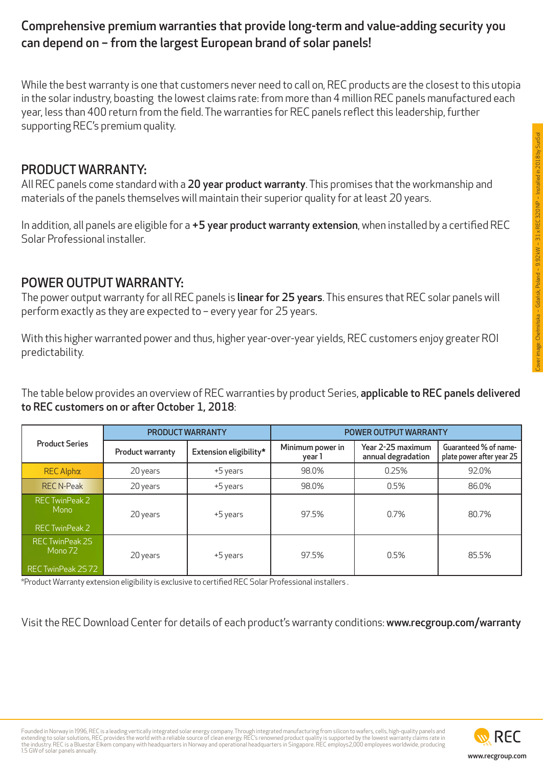## Comprehensive premium warranties that provide long-term and value-adding security you can depend on – from the largest European brand of solar panels!

While the best warranty is one that customers never need to call on, REC products are the closest to this utopia in the solar industry, boasting the lowest claims rate: from more than 4 million REC panels manufactured each year, less than 400 return from the field. The warranties for REC panels reflect this leadership, further supporting REC's premium quality.

## PRODUCT WARRANTY:

All REC panels come standard with a **20 year product warranty**. This promises that the workmanship and materials of the panels themselves will maintain their superior quality for at least 20 years.

In addition, all panels are eligible for a **+5 year product warranty extension**, when installed by a certified REC Solar Professional installer.

## POWER OUTPUT WARRANTY:

The power output warranty for all REC panels is **linear for 25 years**. This ensures that REC solar panels will perform exactly as they are expected to – every year for 25 years.

With this higher warranted power and thus, higher year-over-year yields, REC customers enjoy greater ROI predictability.

The table below provides an overview of REC warranties by product Series, **applicable to REC panels delivered to REC customers on or after October 1, 2018**:

| Product Series | PRODUCT WARRANTY | | POWER OUTPUT WARRANTY | | |
|---|---|---|---|---|---|
| | Product warranty | Extension eligibility* | Minimum power in year 1 | Year 2-25 maximum annual degradation | Guaranteed % of name-plate power after year 25 |
| REC Alpha | 20 years | +5 years | 98.0% | 0.25% | 92.0% |
| REC N-Peak | 20 years | +5 years | 98.0% | 0.5% | 86.0% |
| REC TwinPeak 2 Mono<br>REC TwinPeak 2 | 20 years | +5 years | 97.5% | 0.7% | 80.7% |
| REC TwinPeak 2S Mono 72<br>REC TwinPeak 2S 72 | 20 years | +5 years | 97.5% | 0.5% | 85.5% |

*Product Warranty extension eligibility is exclusive to certified REC Solar Professional installers .

Visit the REC Download Center for details of each product's warranty conditions: **www.recgroup.com/warranty**

Cover image: Chełmińska – Gdańsk, Poland – 9.92 kW – 31 x REC 320 NP – Installed in 2018 by SunSol

Founded in Norway in 1996, REC is a leading vertically integrated solar energy company. Through integrated manufacturing from silicon to wafers, cells, high-quality panels and extending to solar solutions, REC provides the world with a reliable source of clean energy. REC's renowned product quality is supported by the lowest warranty claims rate in the industry. REC is a Bluestar Elkem company with headquarters in Norway and operational headquarters in Singapore. REC employs2,000 employees worldwide, producing 1.5 GW of solar panels annually.

REC

www.recgroup.com